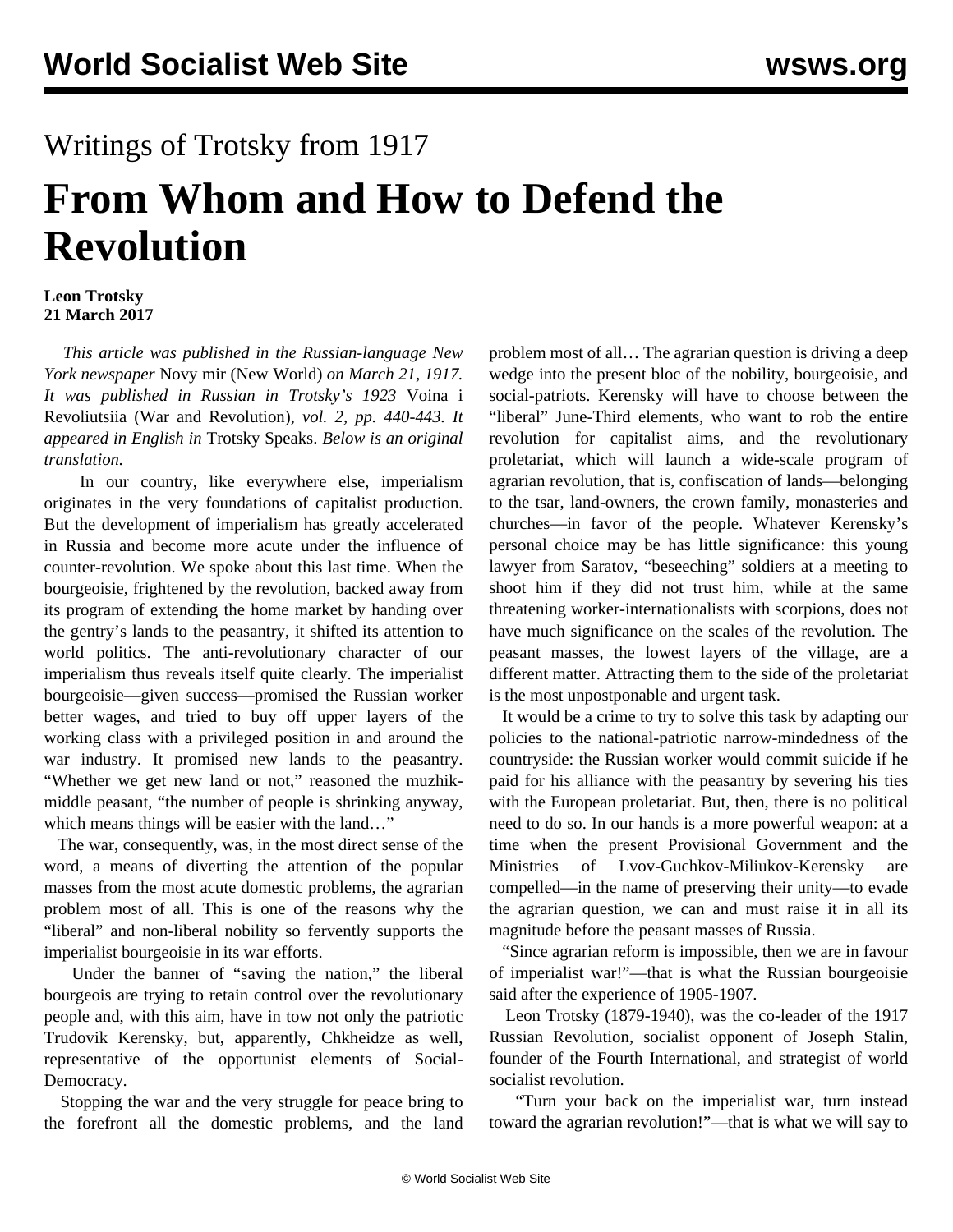Writings of Trotsky from 1917

# From Whom and How to Defend the Revolution

**Leon Trotsky**
**21 March 2017**

*This article was published in the Russian-language New York newspaper* Novy mir (New World) *on March 21, 1917. It was published in Russian in Trotsky's 1923* Voina i Revoliutsiia (War and Revolution)*, vol. 2, pp. 440-443. It appeared in English in* Trotsky Speaks. *Below is an original translation.*

In our country, like everywhere else, imperialism originates in the very foundations of capitalist production. But the development of imperialism has greatly accelerated in Russia and become more acute under the influence of counter-revolution. We spoke about this last time. When the bourgeoisie, frightened by the revolution, backed away from its program of extending the home market by handing over the gentry's lands to the peasantry, it shifted its attention to world politics. The anti-revolutionary character of our imperialism thus reveals itself quite clearly. The imperialist bourgeoisie—given success—promised the Russian worker better wages, and tried to buy off upper layers of the working class with a privileged position in and around the war industry. It promised new lands to the peasantry. "Whether we get new land or not," reasoned the muzhik-middle peasant, "the number of people is shrinking anyway, which means things will be easier with the land…"

The war, consequently, was, in the most direct sense of the word, a means of diverting the attention of the popular masses from the most acute domestic problems, the agrarian problem most of all. This is one of the reasons why the "liberal" and non-liberal nobility so fervently supports the imperialist bourgeoisie in its war efforts.

Under the banner of "saving the nation," the liberal bourgeois are trying to retain control over the revolutionary people and, with this aim, have in tow not only the patriotic Trudovik Kerensky, but, apparently, Chkheidze as well, representative of the opportunist elements of Social-Democracy.

Stopping the war and the very struggle for peace bring to the forefront all the domestic problems, and the land problem most of all… The agrarian question is driving a deep wedge into the present bloc of the nobility, bourgeoisie, and social-patriots. Kerensky will have to choose between the "liberal" June-Third elements, who want to rob the entire revolution for capitalist aims, and the revolutionary proletariat, which will launch a wide-scale program of agrarian revolution, that is, confiscation of lands—belonging to the tsar, land-owners, the crown family, monasteries and churches—in favor of the people. Whatever Kerensky's personal choice may be has little significance: this young lawyer from Saratov, "beseeching" soldiers at a meeting to shoot him if they did not trust him, while at the same threatening worker-internationalists with scorpions, does not have much significance on the scales of the revolution. The peasant masses, the lowest layers of the village, are a different matter. Attracting them to the side of the proletariat is the most unpostponable and urgent task.

It would be a crime to try to solve this task by adapting our policies to the national-patriotic narrow-mindedness of the countryside: the Russian worker would commit suicide if he paid for his alliance with the peasantry by severing his ties with the European proletariat. But, then, there is no political need to do so. In our hands is a more powerful weapon: at a time when the present Provisional Government and the Ministries of Lvov-Guchkov-Miliukov-Kerensky are compelled—in the name of preserving their unity—to evade the agrarian question, we can and must raise it in all its magnitude before the peasant masses of Russia.

"Since agrarian reform is impossible, then we are in favour of imperialist war!"—that is what the Russian bourgeoisie said after the experience of 1905-1907.

Leon Trotsky (1879-1940), was the co-leader of the 1917 Russian Revolution, socialist opponent of Joseph Stalin, founder of the Fourth International, and strategist of world socialist revolution.

"Turn your back on the imperialist war, turn instead toward the agrarian revolution!"—that is what we will say to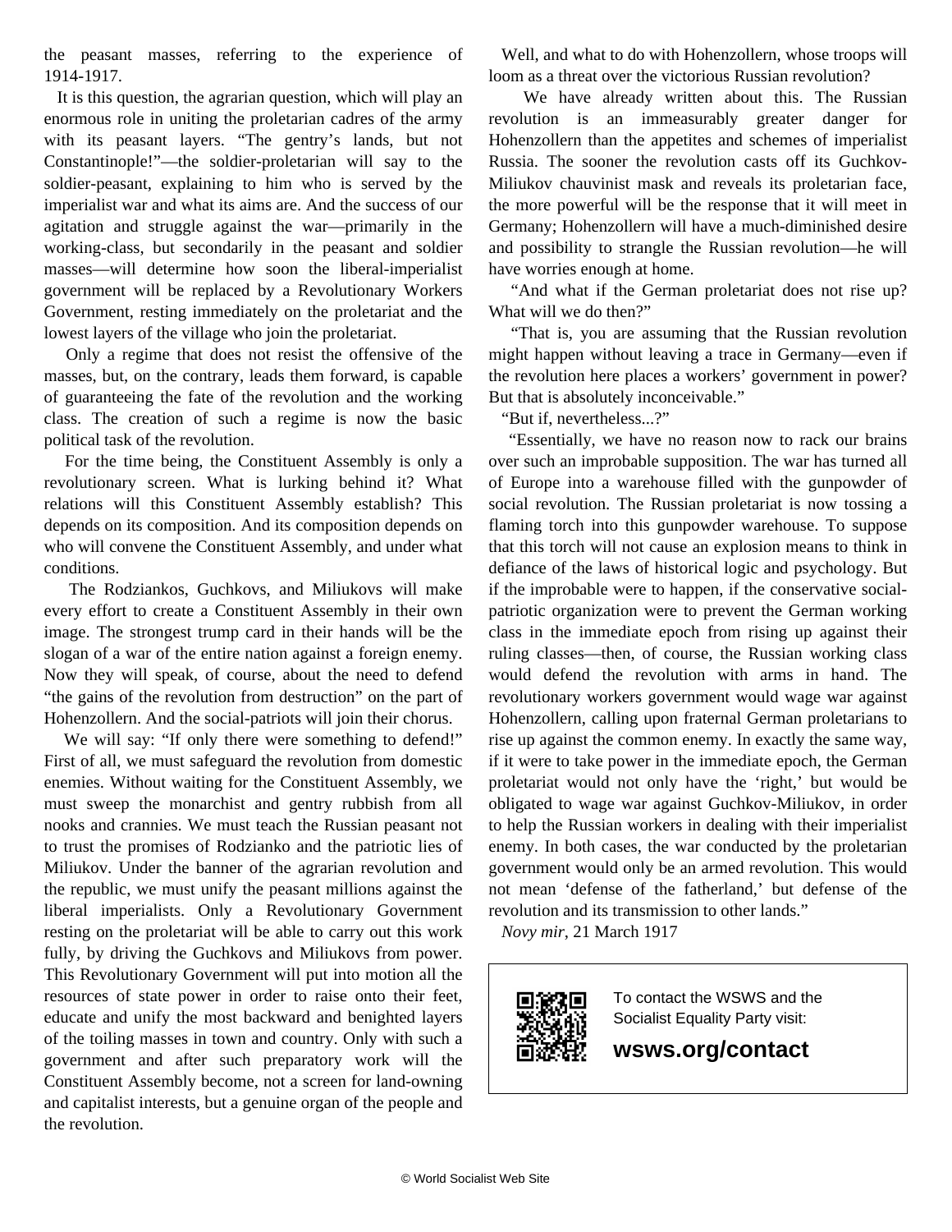the peasant masses, referring to the experience of 1914-1917.

It is this question, the agrarian question, which will play an enormous role in uniting the proletarian cadres of the army with its peasant layers. "The gentry's lands, but not Constantinople!"—the soldier-proletarian will say to the soldier-peasant, explaining to him who is served by the imperialist war and what its aims are. And the success of our agitation and struggle against the war—primarily in the working-class, but secondarily in the peasant and soldier masses—will determine how soon the liberal-imperialist government will be replaced by a Revolutionary Workers Government, resting immediately on the proletariat and the lowest layers of the village who join the proletariat.

Only a regime that does not resist the offensive of the masses, but, on the contrary, leads them forward, is capable of guaranteeing the fate of the revolution and the working class. The creation of such a regime is now the basic political task of the revolution.

For the time being, the Constituent Assembly is only a revolutionary screen. What is lurking behind it? What relations will this Constituent Assembly establish? This depends on its composition. And its composition depends on who will convene the Constituent Assembly, and under what conditions.

The Rodziankos, Guchkovs, and Miliukovs will make every effort to create a Constituent Assembly in their own image. The strongest trump card in their hands will be the slogan of a war of the entire nation against a foreign enemy. Now they will speak, of course, about the need to defend "the gains of the revolution from destruction" on the part of Hohenzollern. And the social-patriots will join their chorus.

We will say: "If only there were something to defend!" First of all, we must safeguard the revolution from domestic enemies. Without waiting for the Constituent Assembly, we must sweep the monarchist and gentry rubbish from all nooks and crannies. We must teach the Russian peasant not to trust the promises of Rodzianko and the patriotic lies of Miliukov. Under the banner of the agrarian revolution and the republic, we must unify the peasant millions against the liberal imperialists. Only a Revolutionary Government resting on the proletariat will be able to carry out this work fully, by driving the Guchkovs and Miliukovs from power. This Revolutionary Government will put into motion all the resources of state power in order to raise onto their feet, educate and unify the most backward and benighted layers of the toiling masses in town and country. Only with such a government and after such preparatory work will the Constituent Assembly become, not a screen for land-owning and capitalist interests, but a genuine organ of the people and the revolution.

Well, and what to do with Hohenzollern, whose troops will loom as a threat over the victorious Russian revolution?

We have already written about this. The Russian revolution is an immeasurably greater danger for Hohenzollern than the appetites and schemes of imperialist Russia. The sooner the revolution casts off its Guchkov-Miliukov chauvinist mask and reveals its proletarian face, the more powerful will be the response that it will meet in Germany; Hohenzollern will have a much-diminished desire and possibility to strangle the Russian revolution—he will have worries enough at home.

"And what if the German proletariat does not rise up? What will we do then?"

"That is, you are assuming that the Russian revolution might happen without leaving a trace in Germany—even if the revolution here places a workers' government in power? But that is absolutely inconceivable."

"But if, nevertheless...?"

"Essentially, we have no reason now to rack our brains over such an improbable supposition. The war has turned all of Europe into a warehouse filled with the gunpowder of social revolution. The Russian proletariat is now tossing a flaming torch into this gunpowder warehouse. To suppose that this torch will not cause an explosion means to think in defiance of the laws of historical logic and psychology. But if the improbable were to happen, if the conservative social-patriotic organization were to prevent the German working class in the immediate epoch from rising up against their ruling classes—then, of course, the Russian working class would defend the revolution with arms in hand. The revolutionary workers government would wage war against Hohenzollern, calling upon fraternal German proletarians to rise up against the common enemy. In exactly the same way, if it were to take power in the immediate epoch, the German proletariat would not only have the 'right,' but would be obligated to wage war against Guchkov-Miliukov, in order to help the Russian workers in dealing with their imperialist enemy. In both cases, the war conducted by the proletarian government would only be an armed revolution. This would not mean 'defense of the fatherland,' but defense of the revolution and its transmission to other lands."

*Novy mir*, 21 March 1917

To contact the WSWS and the Socialist Equality Party visit:

**wsws.org/contact**